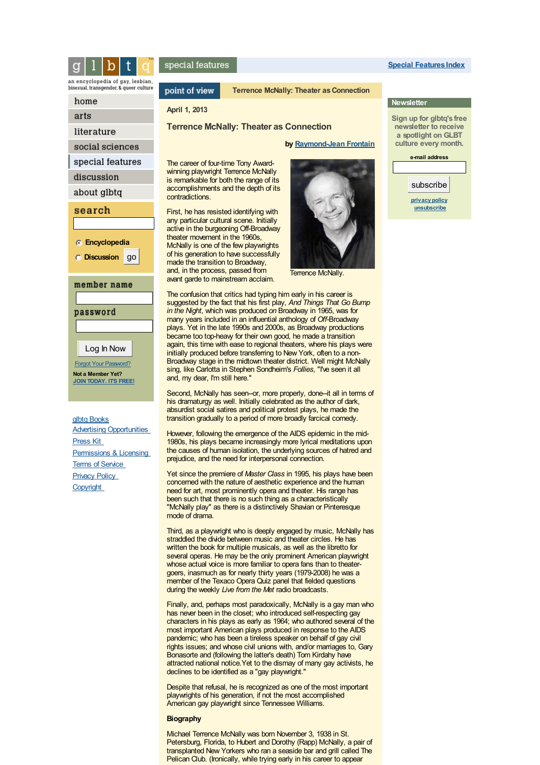# Terrence McNally: Theater as Connection

April 1, 2013

## Terrence McNally: Theater as Connection

by Raymond-Jean Frontain

The career of four-time Tony Award-winning playwright Terrence McNally is remarkable for both the range of its accomplishments and the depth of its contradictions.

Terrence McNally.

First, he has resisted identifying with any particular cultural scene. Initially active in the burgeoning Off-Broadway theater movement in the 1960s, McNally is one of the few playwrights of his generation to have successfully made the transition to Broadway, and, in the process, passed from avant garde to mainstream acclaim.

The confusion that critics had typing him early in his career is suggested by the fact that his first play, *And Things That Go Bump in the Night*, which was produced *on* Broadway in 1965, was for many years included in an influential anthology of *Off*-Broadway plays. Yet in the late 1990s and 2000s, as Broadway productions became too top-heavy for their own good, he made a transition again, this time with ease to regional theaters, where his plays were initially produced before transferring to New York, often to a non-Broadway stage in the midtown theater district. Well might McNally sing, like Carlotta in Stephen Sondheim's *Follies*, "I've seen it all and, my dear, I'm still here."

Second, McNally has seen--or, more properly, done--it all in terms of his dramaturgy as well. Initially celebrated as the author of dark, absurdist social satires and political protest plays, he made the transition gradually to a period of more broadly farcical comedy.

However, following the emergence of the AIDS epidemic in the mid-1980s, his plays became increasingly more lyrical meditations upon the causes of human isolation, the underlying sources of hatred and prejudice, and the need for interpersonal connection.

Yet since the premiere of *Master Class* in 1995, his plays have been concerned with the nature of aesthetic experience and the human need for art, most prominently opera and theater. His range has been such that there is no such thing as a characteristically "McNally play" as there is a distinctively Shavian or Pinteresque mode of drama.

Third, as a playwright who is deeply engaged by music, McNally has straddled the divide between music and theater circles. He has written the book for multiple musicals, as well as the libretto for several operas. He may be the only prominent American playwright whose actual voice is more familiar to opera fans than to theater-goers, inasmuch as for nearly thirty years (1979-2008) he was a member of the Texaco Opera Quiz panel that fielded questions during the weekly *Live from the Met* radio broadcasts.

Finally, and, perhaps most paradoxically, McNally is a gay man who has never been in the closet; who introduced self-respecting gay characters in his plays as early as 1964; who authored several of the most important American plays produced in response to the AIDS pandemic; who has been a tireless speaker on behalf of gay civil rights issues; and whose civil unions with, and/or marriages to, Gary Bonasorte and (following the latter's death) Tom Kirdahy have attracted national notice.Yet to the dismay of many gay activists, he declines to be identified as a "gay playwright."

Despite that refusal, he is recognized as one of the most important playwrights of his generation, if not the most accomplished American gay playwright since Tennessee Williams.

### Biography

Michael Terrence McNally was born November 3, 1938 in St. Petersburg, Florida, to Hubert and Dorothy (Rapp) McNally, a pair of transplanted New Yorkers who ran a seaside bar and grill called The Pelican Club. (Ironically, while trying early in his career to appear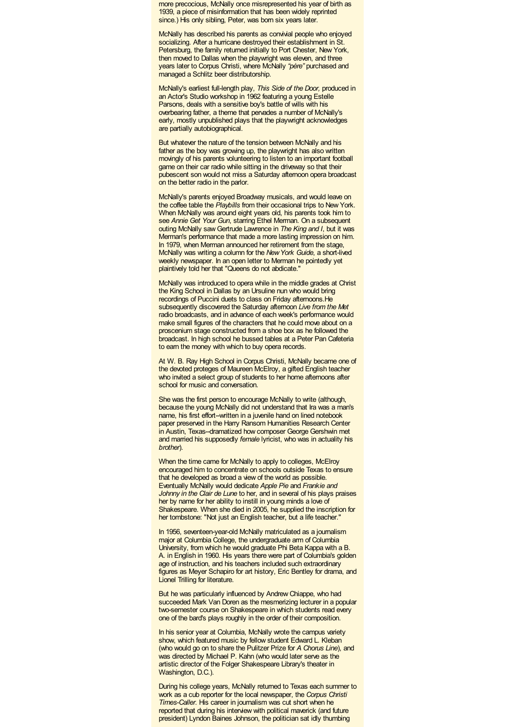more precocious, McNally once misrepresented his year of birth as 1939, a piece of misinformation that has been widely reprinted since.) His only sibling, Peter, was born six years later.

McNally has described his parents as convivial people who enjoyed socializing. After a hurricane destroyed their establishment in St. Petersburg, the family returned initially to Port Chester, New York, then moved to Dallas when the playwright was eleven, and three years later to Corpus Christi, where McNally *"père"* purchased and managed a Schlitz beer distributorship.

McNally's earliest full-length play, *This Side of the Door,* produced in an Actor's Studio workshop in 1962 featuring a young Estelle Parsons, deals with a sensitive boy's battle of wills with his overbearing father, a theme that pervades a number of McNally's early, mostly unpublished plays that the playwright acknowledges are partially autobiographical.

But whatever the nature of the tension between McNally and his father as the boy was growing up, the playwright has also written movingly of his parents volunteering to listen to an important football game on their car radio while sitting in the driveway so that their pubescent son would not miss a Saturday afternoon opera broadcast on the better radio in the parlor.

McNally's parents enjoyed Broadway musicals, and would leave on the coffee table the *Playbills* from their occasional trips to New York. When McNally was around eight years old, his parents took him to see *Annie Get Your Gun*, starring Ethel Merman. On a subsequent outing McNally saw Gertrude Lawrence in *The King and I*, but it was Merman's performance that made a more lasting impression on him. In 1979, when Merman announced her retirement from the stage, McNally was writing a column for the *New York Guide*, a short-lived weekly newspaper. In an open letter to Merman he pointedly yet plaintively told her that "Queens do not abdicate."

McNally was introduced to opera while in the middle grades at Christ the King School in Dallas by an Ursuline nun who would bring recordings of Puccini duets to class on Friday afternoons.He subsequently discovered the Saturday afternoon *Live from the Met* radio broadcasts, and in advance of each week's performance would make small figures of the characters that he could move about on a proscenium stage constructed from a shoe box as he followed the broadcast. In high school he bussed tables at a Peter Pan Cafeteria to earn the money with which to buy opera records.

At W. B. Ray High School in Corpus Christi, McNally became one of the devoted proteges of Maureen McElroy, a gifted English teacher who invited a select group of students to her home afternoons after school for music and conversation.

She was the first person to encourage McNally to write (although, because the young McNally did not understand that Ira was a man's name, his first effort--written in a juvenile hand on lined notebook paper preserved in the Harry Ransom Humanities Research Center in Austin, Texas--dramatized how composer George Gershwin met and married his supposedly *female* lyricist, who was in actuality his *brother*).

When the time came for McNally to apply to colleges, McElroy encouraged him to concentrate on schools outside Texas to ensure that he developed as broad a view of the world as possible. Eventually McNally would dedicate *Apple Pie* and *Frankie and Johnny in the Clair de Lune* to her, and in several of his plays praises her by name for her ability to instill in young minds a love of Shakespeare. When she died in 2005, he supplied the inscription for her tombstone: "Not just an English teacher, but a life teacher."

In 1956, seventeen-year-old McNally matriculated as a journalism major at Columbia College, the undergraduate arm of Columbia University, from which he would graduate Phi Beta Kappa with a B. A. in English in 1960. His years there were part of Columbia's golden age of instruction, and his teachers included such extraordinary figures as Meyer Schapiro for art history, Eric Bentley for drama, and Lionel Trilling for literature.

But he was particularly influenced by Andrew Chiappe, who had succeeded Mark Van Doren as the mesmerizing lecturer in a popular two-semester course on Shakespeare in which students read every one of the bard's plays roughly in the order of their composition.

In his senior year at Columbia, McNally wrote the campus variety show, which featured music by fellow student Edward L. Kleban (who would go on to share the Pulitzer Prize for *A Chorus Line*), and was directed by Michael P. Kahn (who would later serve as the artistic director of the Folger Shakespeare Library's theater in Washington, D.C.).

During his college years, McNally returned to Texas each summer to work as a cub reporter for the local newspaper, the *Corpus Christi Times-Caller*. His career in journalism was cut short when he reported that during his interview with political maverick (and future president) Lyndon Baines Johnson, the politician sat idly thumbing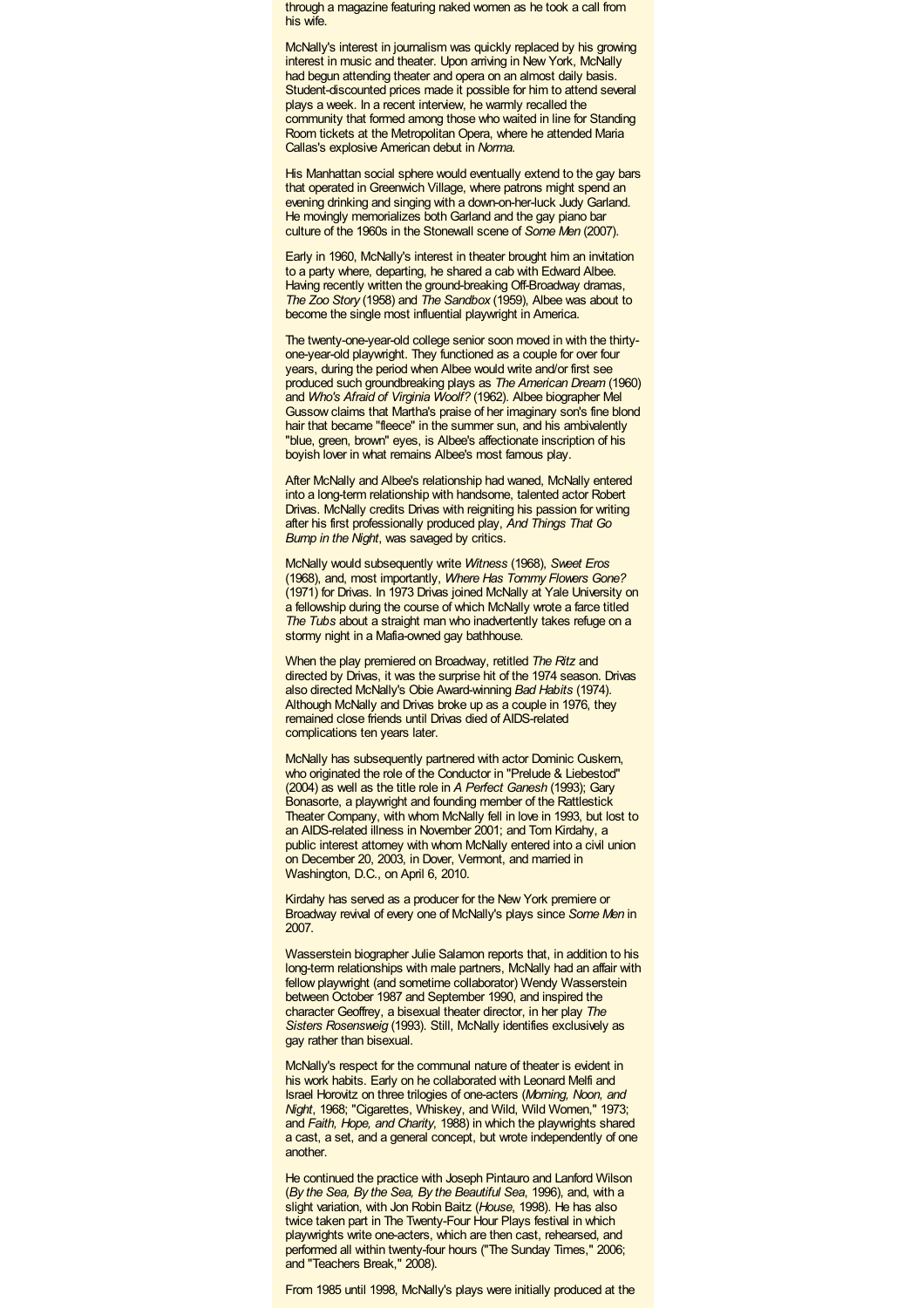through a magazine featuring naked women as he took a call from his wife.

McNally's interest in journalism was quickly replaced by his growing interest in music and theater. Upon arriving in New York, McNally had begun attending theater and opera on an almost daily basis. Student-discounted prices made it possible for him to attend several plays a week. In a recent interview, he warmly recalled the community that formed among those who waited in line for Standing Room tickets at the Metropolitan Opera, where he attended Maria Callas's explosive American debut in *Norma*.

His Manhattan social sphere would eventually extend to the gay bars that operated in Greenwich Village, where patrons might spend an evening drinking and singing with a down-on-her-luck Judy Garland. He movingly memorializes both Garland and the gay piano bar culture of the 1960s in the Stonewall scene of *Some Men* (2007).

Early in 1960, McNally's interest in theater brought him an invitation to a party where, departing, he shared a cab with Edward Albee. Having recently written the ground-breaking Off-Broadway dramas, *The Zoo Story* (1958) and *The Sandbox* (1959), Albee was about to become the single most influential playwright in America.

The twenty-one-year-old college senior soon moved in with the thirty-one-year-old playwright. They functioned as a couple for over four years, during the period when Albee would write and/or first see produced such groundbreaking plays as *The American Dream* (1960) and *Who's Afraid of Virginia Woolf?* (1962). Albee biographer Mel Gussow claims that Martha's praise of her imaginary son's fine blond hair that became "fleece" in the summer sun, and his ambivalently "blue, green, brown" eyes, is Albee's affectionate inscription of his boyish lover in what remains Albee's most famous play.

After McNally and Albee's relationship had waned, McNally entered into a long-term relationship with handsome, talented actor Robert Drivas. McNally credits Drivas with reigniting his passion for writing after his first professionally produced play, *And Things That Go Bump in the Night*, was savaged by critics.

McNally would subsequently write *Witness* (1968), *Sweet Eros* (1968), and, most importantly, *Where Has Tommy Flowers Gone?* (1971) for Drivas. In 1973 Drivas joined McNally at Yale University on a fellowship during the course of which McNally wrote a farce titled *The Tubs* about a straight man who inadvertently takes refuge on a stormy night in a Mafia-owned gay bathhouse.

When the play premiered on Broadway, retitled *The Ritz* and directed by Drivas, it was the surprise hit of the 1974 season. Drivas also directed McNally's Obie Award-winning *Bad Habits* (1974). Although McNally and Drivas broke up as a couple in 1976, they remained close friends until Drivas died of AIDS-related complications ten years later.

McNally has subsequently partnered with actor Dominic Cuskern, who originated the role of the Conductor in "Prelude & Liebestod" (2004) as well as the title role in *A Perfect Ganesh* (1993); Gary Bonasorte, a playwright and founding member of the Rattlestick Theater Company, with whom McNally fell in love in 1993, but lost to an AIDS-related illness in November 2001; and Tom Kirdahy, a public interest attorney with whom McNally entered into a civil union on December 20, 2003, in Dover, Vermont, and married in Washington, D.C., on April 6, 2010.

Kirdahy has served as a producer for the New York premiere or Broadway revival of every one of McNally's plays since *Some Men* in 2007.

Wasserstein biographer Julie Salamon reports that, in addition to his long-term relationships with male partners, McNally had an affair with fellow playwright (and sometime collaborator) Wendy Wasserstein between October 1987 and September 1990, and inspired the character Geoffrey, a bisexual theater director, in her play *The Sisters Rosensweig* (1993). Still, McNally identifies exclusively as gay rather than bisexual.

McNally's respect for the communal nature of theater is evident in his work habits. Early on he collaborated with Leonard Melfi and Israel Horovitz on three trilogies of one-acters (*Morning, Noon, and Night*, 1968; "Cigarettes, Whiskey, and Wild, Wild Women," 1973; and *Faith, Hope, and Charity*, 1988) in which the playwrights shared a cast, a set, and a general concept, but wrote independently of one another.

He continued the practice with Joseph Pintauro and Lanford Wilson (*By the Sea, By the Sea, By the Beautiful Sea*, 1996), and, with a slight variation, with Jon Robin Baitz (*House*, 1998). He has also twice taken part in The Twenty-Four Hour Plays festival in which playwrights write one-acters, which are then cast, rehearsed, and performed all within twenty-four hours ("The Sunday Times," 2006; and "Teachers Break," 2008).

From 1985 until 1998, McNally's plays were initially produced at the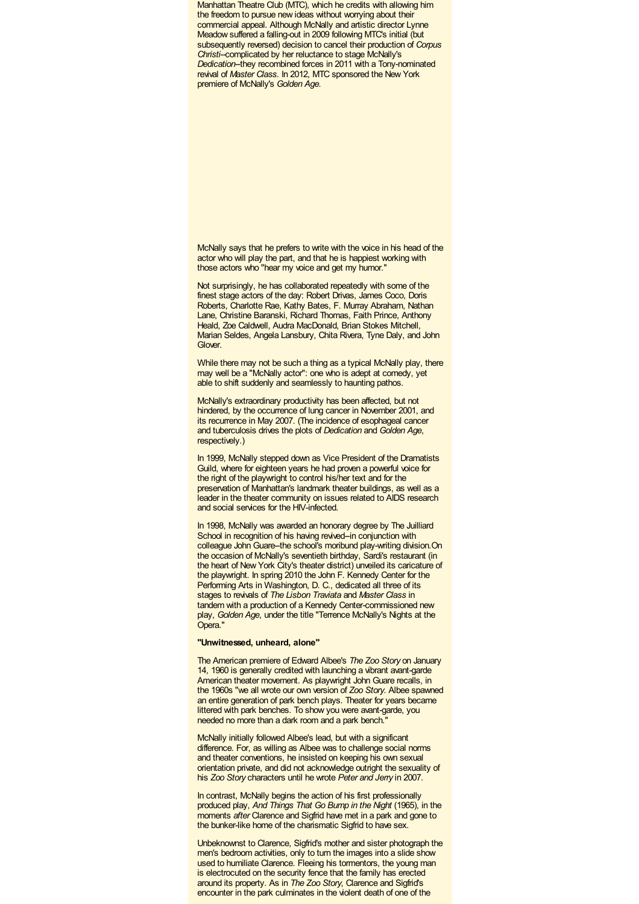Manhattan Theatre Club (MTC), which he credits with allowing him the freedom to pursue new ideas without worrying about their commercial appeal. Although McNally and artistic director Lynne Meadow suffered a falling-out in 2009 following MTC's initial (but subsequently reversed) decision to cancel their production of *Corpus Christi*--complicated by her reluctance to stage McNally's *Dedication*--they recombined forces in 2011 with a Tony-nominated revival of *Master Class*. In 2012, MTC sponsored the New York premiere of McNally's *Golden Age*.

McNally says that he prefers to write with the voice in his head of the actor who will play the part, and that he is happiest working with those actors who "hear my voice and get my humor."

Not surprisingly, he has collaborated repeatedly with some of the finest stage actors of the day: Robert Drivas, James Coco, Doris Roberts, Charlotte Rae, Kathy Bates, F. Murray Abraham, Nathan Lane, Christine Baranski, Richard Thomas, Faith Prince, Anthony Heald, Zoe Caldwell, Audra MacDonald, Brian Stokes Mitchell, Marian Seldes, Angela Lansbury, Chita Rivera, Tyne Daly, and John Glover.

While there may not be such a thing as a typical McNally play, there may well be a "McNally actor": one who is adept at comedy, yet able to shift suddenly and seamlessly to haunting pathos.

McNally's extraordinary productivity has been affected, but not hindered, by the occurrence of lung cancer in November 2001, and its recurrence in May 2007. (The incidence of esophageal cancer and tuberculosis drives the plots of *Dedication* and *Golden Age*, respectively.)

In 1999, McNally stepped down as Vice President of the Dramatists Guild, where for eighteen years he had proven a powerful voice for the right of the playwright to control his/her text and for the preservation of Manhattan's landmark theater buildings, as well as a leader in the theater community on issues related to AIDS research and social services for the HIV-infected.

In 1998, McNally was awarded an honorary degree by The Juilliard School in recognition of his having revived--in conjunction with colleague John Guare--the school's moribund play-writing division.On the occasion of McNally's seventieth birthday, Sardi's restaurant (in the heart of New York City's theater district) unveiled its caricature of the playwright. In spring 2010 the John F. Kennedy Center for the Performing Arts in Washington, D. C., dedicated all three of its stages to revivals of *The Lisbon Traviata* and *Master Class* in tandem with a production of a Kennedy Center-commissioned new play, *Golden Age*, under the title "Terrence McNally's Nights at the Opera."

**"Unwitnessed, unheard, alone"**

The American premiere of Edward Albee's *The Zoo Story* on January 14, 1960 is generally credited with launching a vibrant avant-garde American theater movement. As playwright John Guare recalls, in the 1960s "we all wrote our own version of *Zoo Story*. Albee spawned an entire generation of park bench plays. Theater for years became littered with park benches. To show you were avant-garde, you needed no more than a dark room and a park bench."

McNally initially followed Albee's lead, but with a significant difference. For, as willing as Albee was to challenge social norms and theater conventions, he insisted on keeping his own sexual orientation private, and did not acknowledge outright the sexuality of his *Zoo Story* characters until he wrote *Peter and Jerry* in 2007.

In contrast, McNally begins the action of his first professionally produced play, *And Things That Go Bump in the Night* (1965), in the moments *after* Clarence and Sigfrid have met in a park and gone to the bunker-like home of the charismatic Sigfrid to have sex.

Unbeknownst to Clarence, Sigfrid's mother and sister photograph the men's bedroom activities, only to turn the images into a slide show used to humiliate Clarence. Fleeing his tormentors, the young man is electrocuted on the security fence that the family has erected around its property. As in *The Zoo Story*, Clarence and Sigfrid's encounter in the park culminates in the violent death of one of the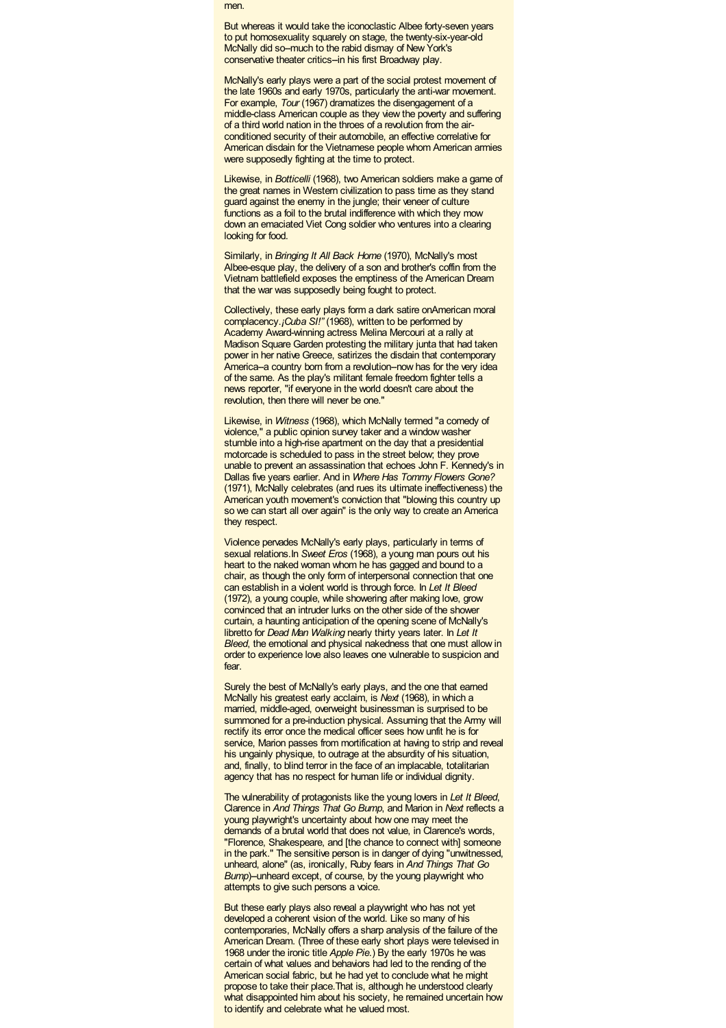men.

But whereas it would take the iconoclastic Albee forty-seven years to put homosexuality squarely on stage, the twenty-six-year-old McNally did so--much to the rabid dismay of New York's conservative theater critics--in his first Broadway play.

McNally's early plays were a part of the social protest movement of the late 1960s and early 1970s, particularly the anti-war movement. For example, *Tour* (1967) dramatizes the disengagement of a middle-class American couple as they view the poverty and suffering of a third world nation in the throes of a revolution from the air-conditioned security of their automobile, an effective correlative for American disdain for the Vietnamese people whom American armies were supposedly fighting at the time to protect.

Likewise, in *Botticelli* (1968), two American soldiers make a game of the great names in Western civilization to pass time as they stand guard against the enemy in the jungle; their veneer of culture functions as a foil to the brutal indifference with which they mow down an emaciated Viet Cong soldier who ventures into a clearing looking for food.

Similarly, in *Bringing It All Back Home* (1970), McNally's most Albee-esque play, the delivery of a son and brother's coffin from the Vietnam battlefield exposes the emptiness of the American Dream that the war was supposedly being fought to protect.

Collectively, these early plays form a dark satire onAmerican moral complacency.*¡Cuba SI!"* (1968), written to be performed by Academy Award-winning actress Melina Mercouri at a rally at Madison Square Garden protesting the military junta that had taken power in her native Greece, satirizes the disdain that contemporary America--a country born from a revolution--now has for the very idea of the same. As the play's militant female freedom fighter tells a news reporter, "if everyone in the world doesn't care about the revolution, then there will never be one."

Likewise, in *Witness* (1968), which McNally termed "a comedy of violence," a public opinion survey taker and a window washer stumble into a high-rise apartment on the day that a presidential motorcade is scheduled to pass in the street below; they prove unable to prevent an assassination that echoes John F. Kennedy's in Dallas five years earlier. And in *Where Has Tommy Flowers Gone?* (1971), McNally celebrates (and rues its ultimate ineffectiveness) the American youth movement's conviction that "blowing this country up so we can start all over again" is the only way to create an America they respect.

Violence pervades McNally's early plays, particularly in terms of sexual relations.In *Sweet Eros* (1968), a young man pours out his heart to the naked woman whom he has gagged and bound to a chair, as though the only form of interpersonal connection that one can establish in a violent world is through force. In *Let It Bleed* (1972), a young couple, while showering after making love, grow convinced that an intruder lurks on the other side of the shower curtain, a haunting anticipation of the opening scene of McNally's libretto for *Dead Man Walking* nearly thirty years later. In *Let It Bleed*, the emotional and physical nakedness that one must allow in order to experience love also leaves one vulnerable to suspicion and fear.

Surely the best of McNally's early plays, and the one that earned McNally his greatest early acclaim, is *Next* (1968), in which a married, middle-aged, overweight businessman is surprised to be summoned for a pre-induction physical. Assuming that the Army will rectify its error once the medical officer sees how unfit he is for service, Marion passes from mortification at having to strip and reveal his ungainly physique, to outrage at the absurdity of his situation, and, finally, to blind terror in the face of an implacable, totalitarian agency that has no respect for human life or individual dignity.

The vulnerability of protagonists like the young lovers in *Let It Bleed*, Clarence in *And Things That Go Bump*, and Marion in *Next* reflects a young playwright's uncertainty about how one may meet the demands of a brutal world that does not value, in Clarence's words, "Florence, Shakespeare, and [the chance to connect with] someone in the park." The sensitive person is in danger of dying "unwitnessed, unheard, alone" (as, ironically, Ruby fears in *And Things That Go Bump*)--unheard except, of course, by the young playwright who attempts to give such persons a voice.

But these early plays also reveal a playwright who has not yet developed a coherent vision of the world. Like so many of his contemporaries, McNally offers a sharp analysis of the failure of the American Dream. (Three of these early short plays were televised in 1968 under the ironic title *Apple Pie*.) By the early 1970s he was certain of what values and behaviors had led to the rending of the American social fabric, but he had yet to conclude what he might propose to take their place.That is, although he understood clearly what disappointed him about his society, he remained uncertain how to identify and celebrate what he valued most.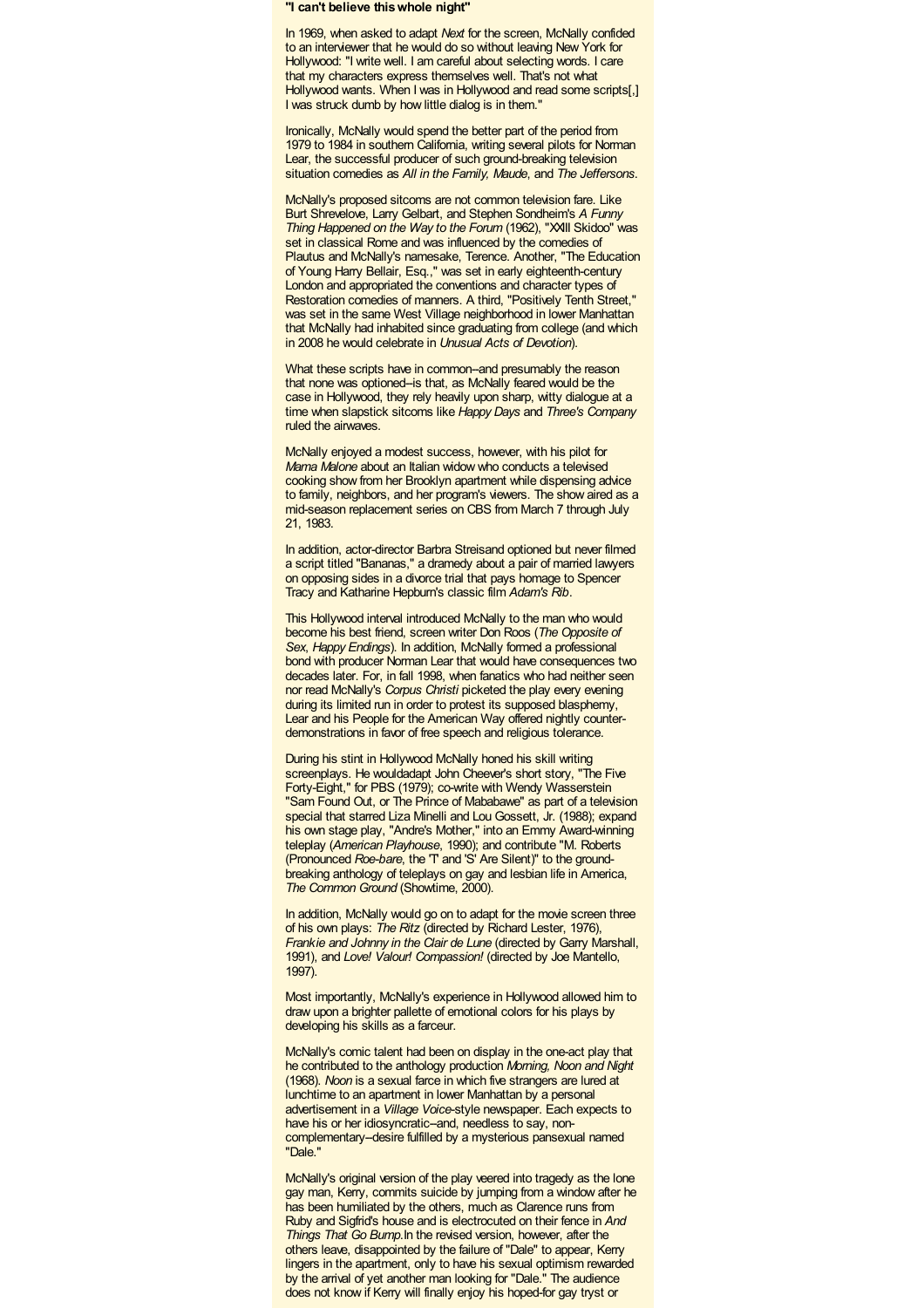**"I can't believe this whole night"**

In 1969, when asked to adapt *Next* for the screen, McNally confided to an interviewer that he would do so without leaving New York for Hollywood: "I write well. I am careful about selecting words. I care that my characters express themselves well. That's not what Hollywood wants. When I was in Hollywood and read some scripts[,] I was struck dumb by how little dialog is in them."

Ironically, McNally would spend the better part of the period from 1979 to 1984 in southern California, writing several pilots for Norman Lear, the successful producer of such ground-breaking television situation comedies as *All in the Family, Maude*, and *The Jeffersons*.

McNally's proposed sitcoms are not common television fare. Like Burt Shrevelove, Larry Gelbart, and Stephen Sondheim's *A Funny Thing Happened on the Way to the Forum* (1962), "XXIII Skidoo" was set in classical Rome and was influenced by the comedies of Plautus and McNally's namesake, Terence. Another, "The Education of Young Harry Bellair, Esq.," was set in early eighteenth-century London and appropriated the conventions and character types of Restoration comedies of manners. A third, "Positively Tenth Street," was set in the same West Village neighborhood in lower Manhattan that McNally had inhabited since graduating from college (and which in 2008 he would celebrate in *Unusual Acts of Devotion*).

What these scripts have in common--and presumably the reason that none was optioned--is that, as McNally feared would be the case in Hollywood, they rely heavily upon sharp, witty dialogue at a time when slapstick sitcoms like *Happy Days* and *Three's Company* ruled the airwaves.

McNally enjoyed a modest success, however, with his pilot for *Mama Malone* about an Italian widow who conducts a televised cooking show from her Brooklyn apartment while dispensing advice to family, neighbors, and her program's viewers. The show aired as a mid-season replacement series on CBS from March 7 through July 21, 1983.

In addition, actor-director Barbra Streisand optioned but never filmed a script titled "Bananas," a dramedy about a pair of married lawyers on opposing sides in a divorce trial that pays homage to Spencer Tracy and Katharine Hepburn's classic film *Adam's Rib*.

This Hollywood interval introduced McNally to the man who would become his best friend, screen writer Don Roos (*The Opposite of Sex, Happy Endings*). In addition, McNally formed a professional bond with producer Norman Lear that would have consequences two decades later. For, in fall 1998, when fanatics who had neither seen nor read McNally's *Corpus Christi* picketed the play every evening during its limited run in order to protest its supposed blasphemy, Lear and his People for the American Way offered nightly counter-demonstrations in favor of free speech and religious tolerance.

During his stint in Hollywood McNally honed his skill writing screenplays. He wouldadapt John Cheever's short story, "The Five Forty-Eight," for PBS (1979); co-write with Wendy Wasserstein "Sam Found Out, or The Prince of Mababawe" as part of a television special that starred Liza Minelli and Lou Gossett, Jr. (1988); expand his own stage play, "Andre's Mother," into an Emmy Award-winning teleplay (*American Playhouse*, 1990); and contribute "M. Roberts (Pronounced *Roe-bare*, the 'T' and 'S' Are Silent)" to the ground-breaking anthology of teleplays on gay and lesbian life in America, *The Common Ground* (Showtime, 2000).

In addition, McNally would go on to adapt for the movie screen three of his own plays: *The Ritz* (directed by Richard Lester, 1976), *Frankie and Johnny in the Clair de Lune* (directed by Garry Marshall, 1991), and *Love! Valour! Compassion!* (directed by Joe Mantello, 1997).

Most importantly, McNally's experience in Hollywood allowed him to draw upon a brighter pallette of emotional colors for his plays by developing his skills as a farceur.

McNally's comic talent had been on display in the one-act play that he contributed to the anthology production *Morning, Noon and Night* (1968). *Noon* is a sexual farce in which five strangers are lured at lunchtime to an apartment in lower Manhattan by a personal advertisement in a *Village Voice*-style newspaper. Each expects to have his or her idiosyncratic--and, needless to say, non-complementary--desire fulfilled by a mysterious pansexual named "Dale."

McNally's original version of the play veered into tragedy as the lone gay man, Kerry, commits suicide by jumping from a window after he has been humiliated by the others, much as Clarence runs from Ruby and Sigfrid's house and is electrocuted on their fence in *And Things That Go Bump*.In the revised version, however, after the others leave, disappointed by the failure of "Dale" to appear, Kerry lingers in the apartment, only to have his sexual optimism rewarded by the arrival of yet another man looking for "Dale." The audience does not know if Kerry will finally enjoy his hoped-for gay tryst or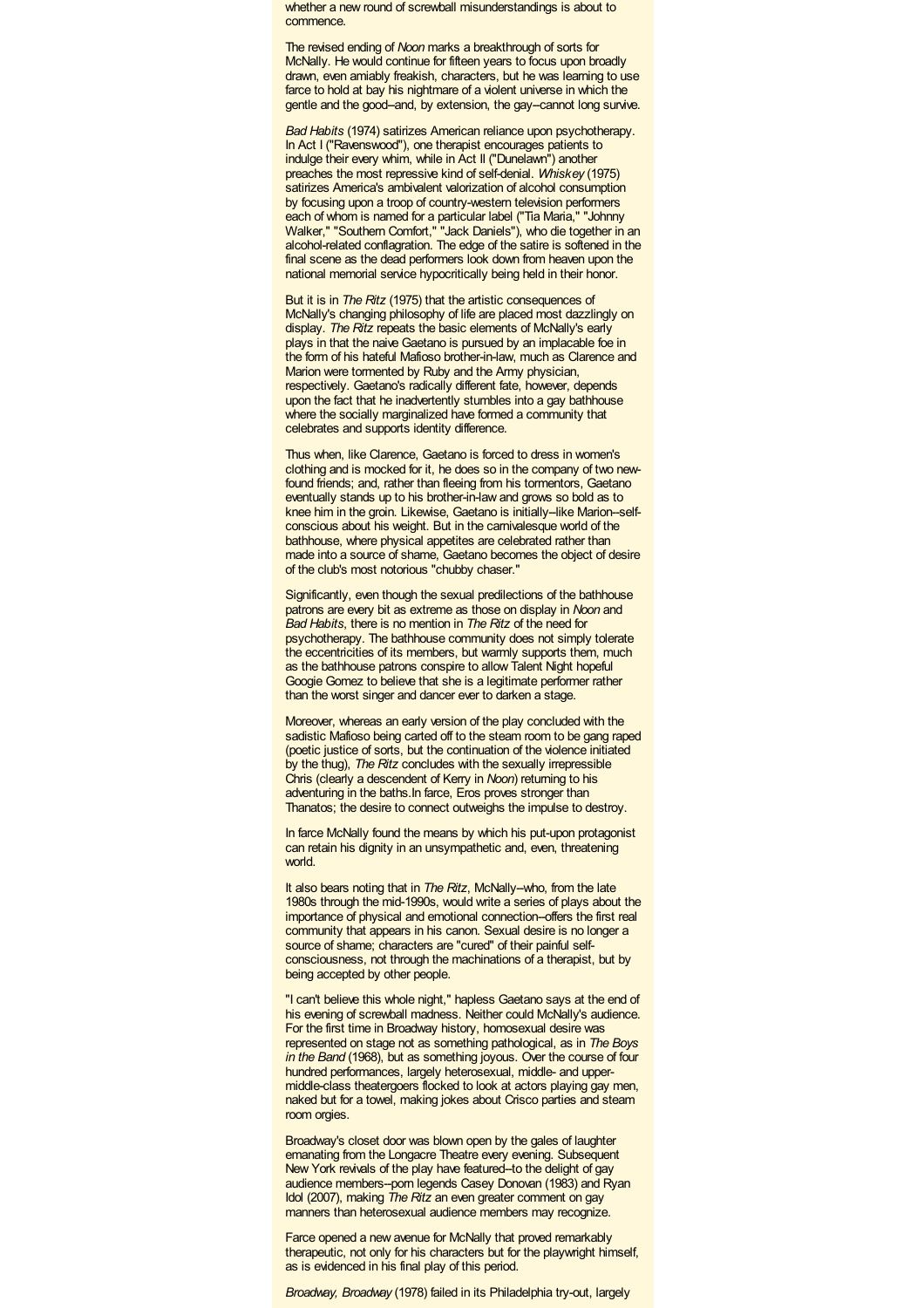whether a new round of screwball misunderstandings is about to commence.

The revised ending of *Noon* marks a breakthrough of sorts for McNally. He would continue for fifteen years to focus upon broadly drawn, even amiably freakish, characters, but he was learning to use farce to hold at bay his nightmare of a violent universe in which the gentle and the good--and, by extension, the gay--cannot long survive.

*Bad Habits* (1974) satirizes American reliance upon psychotherapy. In Act I ("Ravenswood"), one therapist encourages patients to indulge their every whim, while in Act II ("Dunelawn") another preaches the most repressive kind of self-denial. *Whiskey* (1975) satirizes America's ambivalent valorization of alcohol consumption by focusing upon a troop of country-western television performers each of whom is named for a particular label ("Tia Maria," "Johnny Walker," "Southern Comfort," "Jack Daniels"), who die together in an alcohol-related conflagration. The edge of the satire is softened in the final scene as the dead performers look down from heaven upon the national memorial service hypocritically being held in their honor.

But it is in *The Ritz* (1975) that the artistic consequences of McNally's changing philosophy of life are placed most dazzlingly on display. *The Ritz* repeats the basic elements of McNally's early plays in that the naive Gaetano is pursued by an implacable foe in the form of his hateful Mafioso brother-in-law, much as Clarence and Marion were tormented by Ruby and the Army physician, respectively. Gaetano's radically different fate, however, depends upon the fact that he inadvertently stumbles into a gay bathhouse where the socially marginalized have formed a community that celebrates and supports identity difference.

Thus when, like Clarence, Gaetano is forced to dress in women's clothing and is mocked for it, he does so in the company of two new-found friends; and, rather than fleeing from his tormentors, Gaetano eventually stands up to his brother-in-law and grows so bold as to knee him in the groin. Likewise, Gaetano is initially--like Marion--self-conscious about his weight. But in the carnivalesque world of the bathhouse, where physical appetites are celebrated rather than made into a source of shame, Gaetano becomes the object of desire of the club's most notorious "chubby chaser."

Significantly, even though the sexual predilections of the bathhouse patrons are every bit as extreme as those on display in *Noon* and *Bad Habits*, there is no mention in *The Ritz* of the need for psychotherapy. The bathhouse community does not simply tolerate the eccentricities of its members, but warmly supports them, much as the bathhouse patrons conspire to allow Talent Night hopeful Googie Gomez to believe that she is a legitimate performer rather than the worst singer and dancer ever to darken a stage.

Moreover, whereas an early version of the play concluded with the sadistic Mafioso being carted off to the steam room to be gang raped (poetic justice of sorts, but the continuation of the violence initiated by the thug), *The Ritz* concludes with the sexually irrepressible Chris (clearly a descendent of Kerry in *Noon*) returning to his adventuring in the baths.In farce, Eros proves stronger than Thanatos; the desire to connect outweighs the impulse to destroy.

In farce McNally found the means by which his put-upon protagonist can retain his dignity in an unsympathetic and, even, threatening world.

It also bears noting that in *The Ritz*, McNally--who, from the late 1980s through the mid-1990s, would write a series of plays about the importance of physical and emotional connection--offers the first real community that appears in his canon. Sexual desire is no longer a source of shame; characters are "cured" of their painful self-consciousness, not through the machinations of a therapist, but by being accepted by other people.

"I can't believe this whole night," hapless Gaetano says at the end of his evening of screwball madness. Neither could McNally's audience. For the first time in Broadway history, homosexual desire was represented on stage not as something pathological, as in *The Boys in the Band* (1968), but as something joyous. Over the course of four hundred performances, largely heterosexual, middle- and upper-middle-class theatergoers flocked to look at actors playing gay men, naked but for a towel, making jokes about Crisco parties and steam room orgies.

Broadway's closet door was blown open by the gales of laughter emanating from the Longacre Theatre every evening. Subsequent New York revivals of the play have featured--to the delight of gay audience members--porn legends Casey Donovan (1983) and Ryan Idol (2007), making *The Ritz* an even greater comment on gay manners than heterosexual audience members may recognize.

Farce opened a new avenue for McNally that proved remarkably therapeutic, not only for his characters but for the playwright himself, as is evidenced in his final play of this period.

*Broadway, Broadway* (1978) failed in its Philadelphia try-out, largely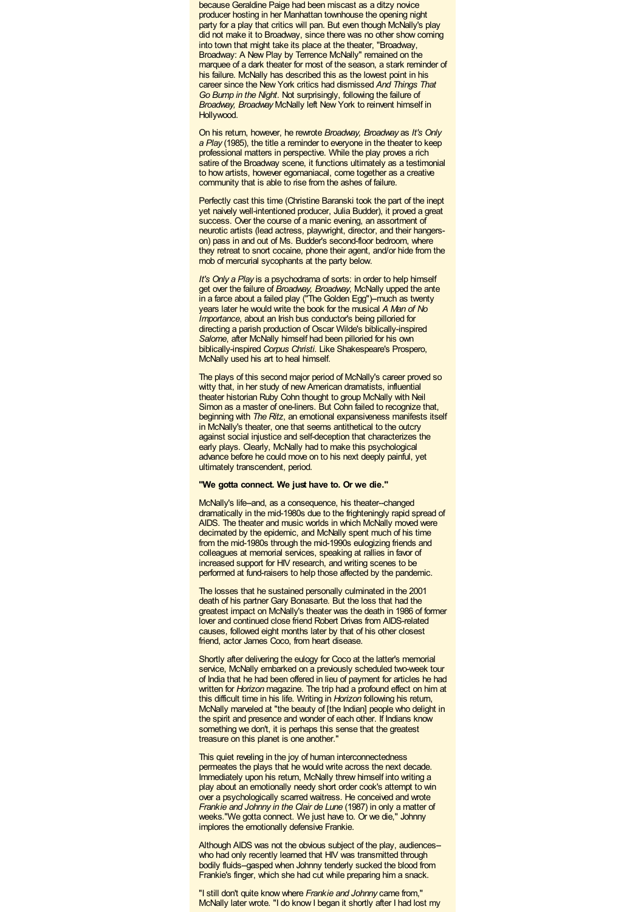because Geraldine Paige had been miscast as a ditzy novice producer hosting in her Manhattan townhouse the opening night party for a play that critics will pan. But even though McNally's play did not make it to Broadway, since there was no other show coming into town that might take its place at the theater, "Broadway, Broadway: A New Play by Terrence McNally" remained on the marquee of a dark theater for most of the season, a stark reminder of his failure. McNally has described this as the lowest point in his career since the New York critics had dismissed *And Things That Go Bump in the Night*. Not surprisingly, following the failure of *Broadway, Broadway* McNally left New York to reinvent himself in Hollywood.

On his return, however, he rewrote *Broadway, Broadway* as *It's Only a Play* (1985), the title a reminder to everyone in the theater to keep professional matters in perspective. While the play proves a rich satire of the Broadway scene, it functions ultimately as a testimonial to how artists, however egomaniacal, come together as a creative community that is able to rise from the ashes of failure.

Perfectly cast this time (Christine Baranski took the part of the inept yet naively well-intentioned producer, Julia Budder), it proved a great success. Over the course of a manic evening, an assortment of neurotic artists (lead actress, playwright, director, and their hangers-on) pass in and out of Ms. Budder's second-floor bedroom, where they retreat to snort cocaine, phone their agent, and/or hide from the mob of mercurial sycophants at the party below.

*It's Only a Play* is a psychodrama of sorts: in order to help himself get over the failure of *Broadway, Broadway*, McNally upped the ante in a farce about a failed play ("The Golden Egg")--much as twenty years later he would write the book for the musical *A Man of No Importance*, about an Irish bus conductor's being pilloried for directing a parish production of Oscar Wilde's biblically-inspired *Salome*, after McNally himself had been pilloried for his own biblically-inspired *Corpus Christi*. Like Shakespeare's Prospero, McNally used his art to heal himself.

The plays of this second major period of McNally's career proved so witty that, in her study of new American dramatists, influential theater historian Ruby Cohn thought to group McNally with Neil Simon as a master of one-liners. But Cohn failed to recognize that, beginning with *The Ritz*, an emotional expansiveness manifests itself in McNally's theater, one that seems antithetical to the outcry against social injustice and self-deception that characterizes the early plays. Clearly, McNally had to make this psychological advance before he could move on to his next deeply painful, yet ultimately transcendent, period.

**"We gotta connect. We just have to. Or we die."**

McNally's life--and, as a consequence, his theater--changed dramatically in the mid-1980s due to the frighteningly rapid spread of AIDS. The theater and music worlds in which McNally moved were decimated by the epidemic, and McNally spent much of his time from the mid-1980s through the mid-1990s eulogizing friends and colleagues at memorial services, speaking at rallies in favor of increased support for HIV research, and writing scenes to be performed at fund-raisers to help those affected by the pandemic.

The losses that he sustained personally culminated in the 2001 death of his partner Gary Bonasarte. But the loss that had the greatest impact on McNally's theater was the death in 1986 of former lover and continued close friend Robert Drivas from AIDS-related causes, followed eight months later by that of his other closest friend, actor James Coco, from heart disease.

Shortly after delivering the eulogy for Coco at the latter's memorial service, McNally embarked on a previously scheduled two-week tour of India that he had been offered in lieu of payment for articles he had written for *Horizon* magazine. The trip had a profound effect on him at this difficult time in his life. Writing in *Horizon* following his return, McNally marveled at "the beauty of [the Indian] people who delight in the spirit and presence and wonder of each other. If Indians know something we don't, it is perhaps this sense that the greatest treasure on this planet is one another."

This quiet reveling in the joy of human interconnectedness permeates the plays that he would write across the next decade. Immediately upon his return, McNally threw himself into writing a play about an emotionally needy short order cook's attempt to win over a psychologically scarred waitress. He conceived and wrote *Frankie and Johnny in the Clair de Lune* (1987) in only a matter of weeks."We gotta connect. We just have to. Or we die," Johnny implores the emotionally defensive Frankie.

Although AIDS was not the obvious subject of the play, audiences--who had only recently learned that HIV was transmitted through bodily fluids--gasped when Johnny tenderly sucked the blood from Frankie's finger, which she had cut while preparing him a snack.

"I still don't quite know where *Frankie and Johnny* came from," McNally later wrote. "I do know I began it shortly after I had lost my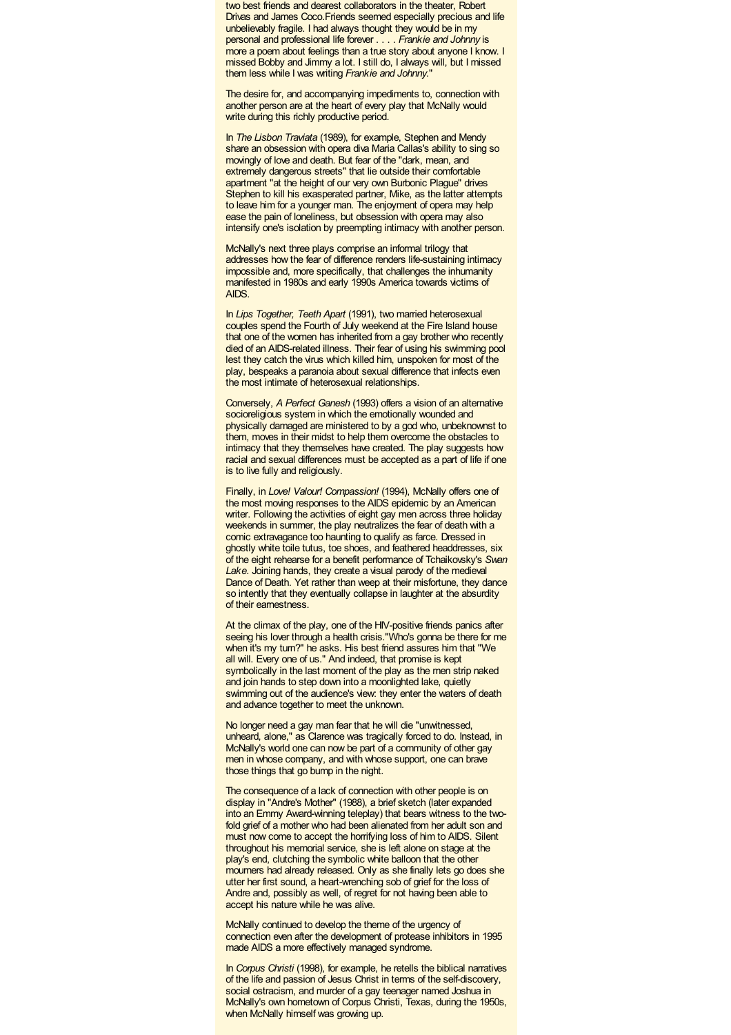two best friends and dearest collaborators in the theater, Robert Drivas and James Coco.Friends seemed especially precious and life unbelievably fragile. I had always thought they would be in my personal and professional life forever . . . . *Frankie and Johnny* is more a poem about feelings than a true story about anyone I know. I missed Bobby and Jimmy a lot. I still do, I always will, but I missed them less while I was writing *Frankie and Johnny*."

The desire for, and accompanying impediments to, connection with another person are at the heart of every play that McNally would write during this richly productive period.

In *The Lisbon Traviata* (1989), for example, Stephen and Mendy share an obsession with opera diva Maria Callas's ability to sing so movingly of love and death. But fear of the "dark, mean, and extremely dangerous streets" that lie outside their comfortable apartment "at the height of our very own Burbonic Plague" drives Stephen to kill his exasperated partner, Mike, as the latter attempts to leave him for a younger man. The enjoyment of opera may help ease the pain of loneliness, but obsession with opera may also intensify one's isolation by preempting intimacy with another person.

McNally's next three plays comprise an informal trilogy that addresses how the fear of difference renders life-sustaining intimacy impossible and, more specifically, that challenges the inhumanity manifested in 1980s and early 1990s America towards victims of AIDS.

In *Lips Together, Teeth Apart* (1991), two married heterosexual couples spend the Fourth of July weekend at the Fire Island house that one of the women has inherited from a gay brother who recently died of an AIDS-related illness. Their fear of using his swimming pool lest they catch the virus which killed him, unspoken for most of the play, bespeaks a paranoia about sexual difference that infects even the most intimate of heterosexual relationships.

Conversely, *A Perfect Ganesh* (1993) offers a vision of an alternative socioreligious system in which the emotionally wounded and physically damaged are ministered to by a god who, unbeknownst to them, moves in their midst to help them overcome the obstacles to intimacy that they themselves have created. The play suggests how racial and sexual differences must be accepted as a part of life if one is to live fully and religiously.

Finally, in *Love! Valour! Compassion!* (1994), McNally offers one of the most moving responses to the AIDS epidemic by an American writer. Following the activities of eight gay men across three holiday weekends in summer, the play neutralizes the fear of death with a comic extravagance too haunting to qualify as farce. Dressed in ghostly white toile tutus, toe shoes, and feathered headdresses, six of the eight rehearse for a benefit performance of Tchaikovsky's *Swan Lake*. Joining hands, they create a visual parody of the medieval Dance of Death. Yet rather than weep at their misfortune, they dance so intently that they eventually collapse in laughter at the absurdity of their earnestness.

At the climax of the play, one of the HIV-positive friends panics after seeing his lover through a health crisis."Who's gonna be there for me when it's my turn?" he asks. His best friend assures him that "We all will. Every one of us." And indeed, that promise is kept symbolically in the last moment of the play as the men strip naked and join hands to step down into a moonlighted lake, quietly swimming out of the audience's view: they enter the waters of death and advance together to meet the unknown.

No longer need a gay man fear that he will die "unwitnessed, unheard, alone," as Clarence was tragically forced to do. Instead, in McNally's world one can now be part of a community of other gay men in whose company, and with whose support, one can brave those things that go bump in the night.

The consequence of a lack of connection with other people is on display in "Andre's Mother" (1988), a brief sketch (later expanded into an Emmy Award-winning teleplay) that bears witness to the two-fold grief of a mother who had been alienated from her adult son and must now come to accept the horrifying loss of him to AIDS. Silent throughout his memorial service, she is left alone on stage at the play's end, clutching the symbolic white balloon that the other mourners had already released. Only as she finally lets go does she utter her first sound, a heart-wrenching sob of grief for the loss of Andre and, possibly as well, of regret for not having been able to accept his nature while he was alive.

McNally continued to develop the theme of the urgency of connection even after the development of protease inhibitors in 1995 made AIDS a more effectively managed syndrome.

In *Corpus Christi* (1998), for example, he retells the biblical narratives of the life and passion of Jesus Christ in terms of the self-discovery, social ostracism, and murder of a gay teenager named Joshua in McNally's own hometown of Corpus Christi, Texas, during the 1950s, when McNally himself was growing up.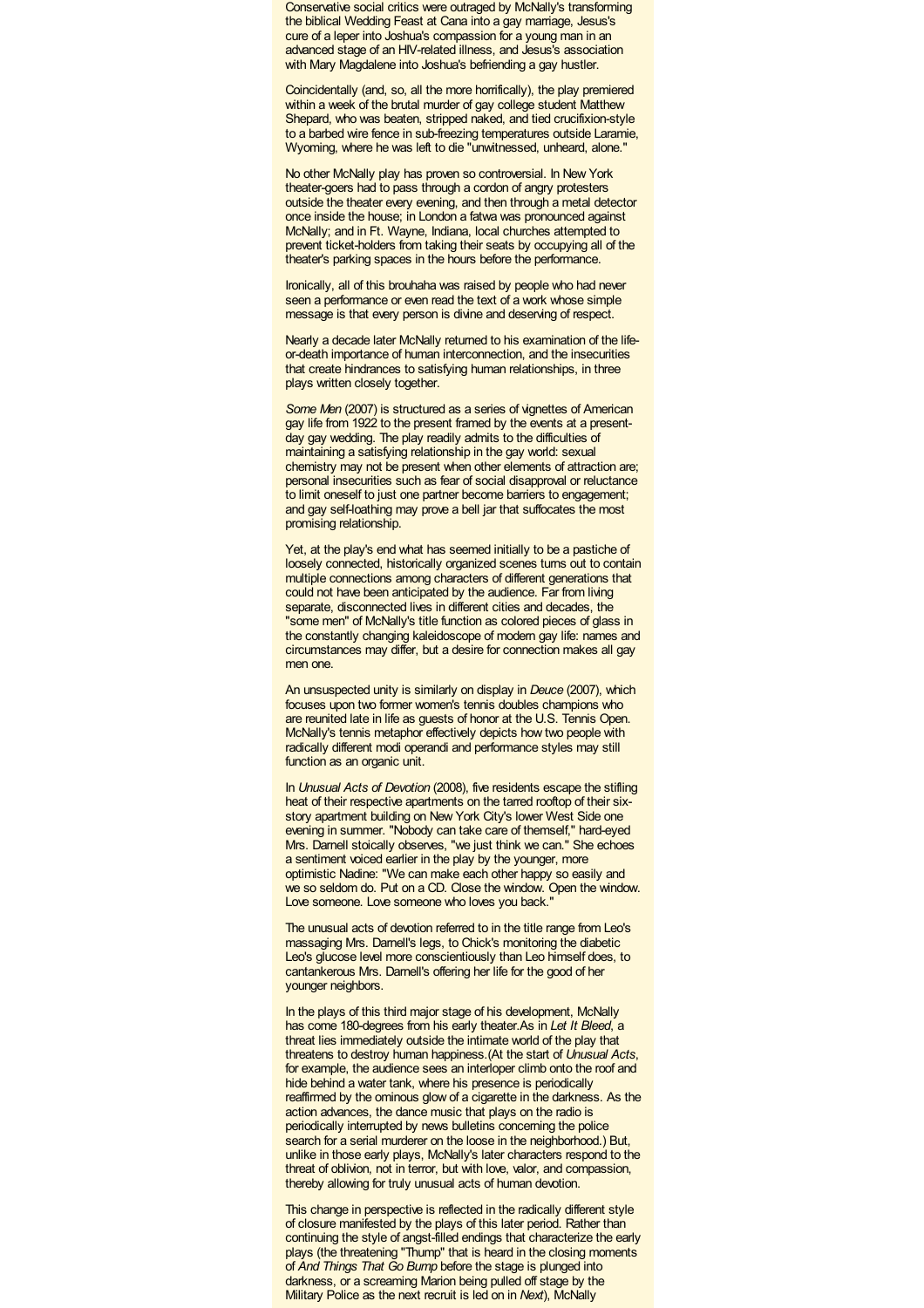Conservative social critics were outraged by McNally's transforming the biblical Wedding Feast at Cana into a gay marriage, Jesus's cure of a leper into Joshua's compassion for a young man in an advanced stage of an HIV-related illness, and Jesus's association with Mary Magdalene into Joshua's befriending a gay hustler.

Coincidentally (and, so, all the more horrifically), the play premiered within a week of the brutal murder of gay college student Matthew Shepard, who was beaten, stripped naked, and tied crucifixion-style to a barbed wire fence in sub-freezing temperatures outside Laramie, Wyoming, where he was left to die "unwitnessed, unheard, alone."

No other McNally play has proven so controversial. In New York theater-goers had to pass through a cordon of angry protesters outside the theater every evening, and then through a metal detector once inside the house; in London a fatwa was pronounced against McNally; and in Ft. Wayne, Indiana, local churches attempted to prevent ticket-holders from taking their seats by occupying all of the theater's parking spaces in the hours before the performance.

Ironically, all of this brouhaha was raised by people who had never seen a performance or even read the text of a work whose simple message is that every person is divine and deserving of respect.

Nearly a decade later McNally returned to his examination of the life-or-death importance of human interconnection, and the insecurities that create hindrances to satisfying human relationships, in three plays written closely together.

*Some Men* (2007) is structured as a series of vignettes of American gay life from 1922 to the present framed by the events at a present-day gay wedding. The play readily admits to the difficulties of maintaining a satisfying relationship in the gay world: sexual chemistry may not be present when other elements of attraction are; personal insecurities such as fear of social disapproval or reluctance to limit oneself to just one partner become barriers to engagement; and gay self-loathing may prove a bell jar that suffocates the most promising relationship.

Yet, at the play's end what has seemed initially to be a pastiche of loosely connected, historically organized scenes turns out to contain multiple connections among characters of different generations that could not have been anticipated by the audience. Far from living separate, disconnected lives in different cities and decades, the "some men" of McNally's title function as colored pieces of glass in the constantly changing kaleidoscope of modern gay life: names and circumstances may differ, but a desire for connection makes all gay men one.

An unsuspected unity is similarly on display in *Deuce* (2007), which focuses upon two former women's tennis doubles champions who are reunited late in life as guests of honor at the U.S. Tennis Open. McNally's tennis metaphor effectively depicts how two people with radically different modi operandi and performance styles may still function as an organic unit.

In *Unusual Acts of Devotion* (2008), five residents escape the stifling heat of their respective apartments on the tarred rooftop of their six-story apartment building on New York City's lower West Side one evening in summer. "Nobody can take care of themself," hard-eyed Mrs. Darnell stoically observes, "we just think we can." She echoes a sentiment voiced earlier in the play by the younger, more optimistic Nadine: "We can make each other happy so easily and we so seldom do. Put on a CD. Close the window. Open the window. Love someone. Love someone who loves you back."

The unusual acts of devotion referred to in the title range from Leo's massaging Mrs. Darnell's legs, to Chick's monitoring the diabetic Leo's glucose level more conscientiously than Leo himself does, to cantankerous Mrs. Darnell's offering her life for the good of her younger neighbors.

In the plays of this third major stage of his development, McNally has come 180-degrees from his early theater.As in *Let It Bleed*, a threat lies immediately outside the intimate world of the play that threatens to destroy human happiness.(At the start of *Unusual Acts*, for example, the audience sees an interloper climb onto the roof and hide behind a water tank, where his presence is periodically reaffirmed by the ominous glow of a cigarette in the darkness. As the action advances, the dance music that plays on the radio is periodically interrupted by news bulletins concerning the police search for a serial murderer on the loose in the neighborhood.) But, unlike in those early plays, McNally's later characters respond to the threat of oblivion, not in terror, but with love, valor, and compassion, thereby allowing for truly unusual acts of human devotion.

This change in perspective is reflected in the radically different style of closure manifested by the plays of this later period. Rather than continuing the style of angst-filled endings that characterize the early plays (the threatening "Thump" that is heard in the closing moments of *And Things That Go Bump* before the stage is plunged into darkness, or a screaming Marion being pulled off stage by the Military Police as the next recruit is led on in *Next*), McNally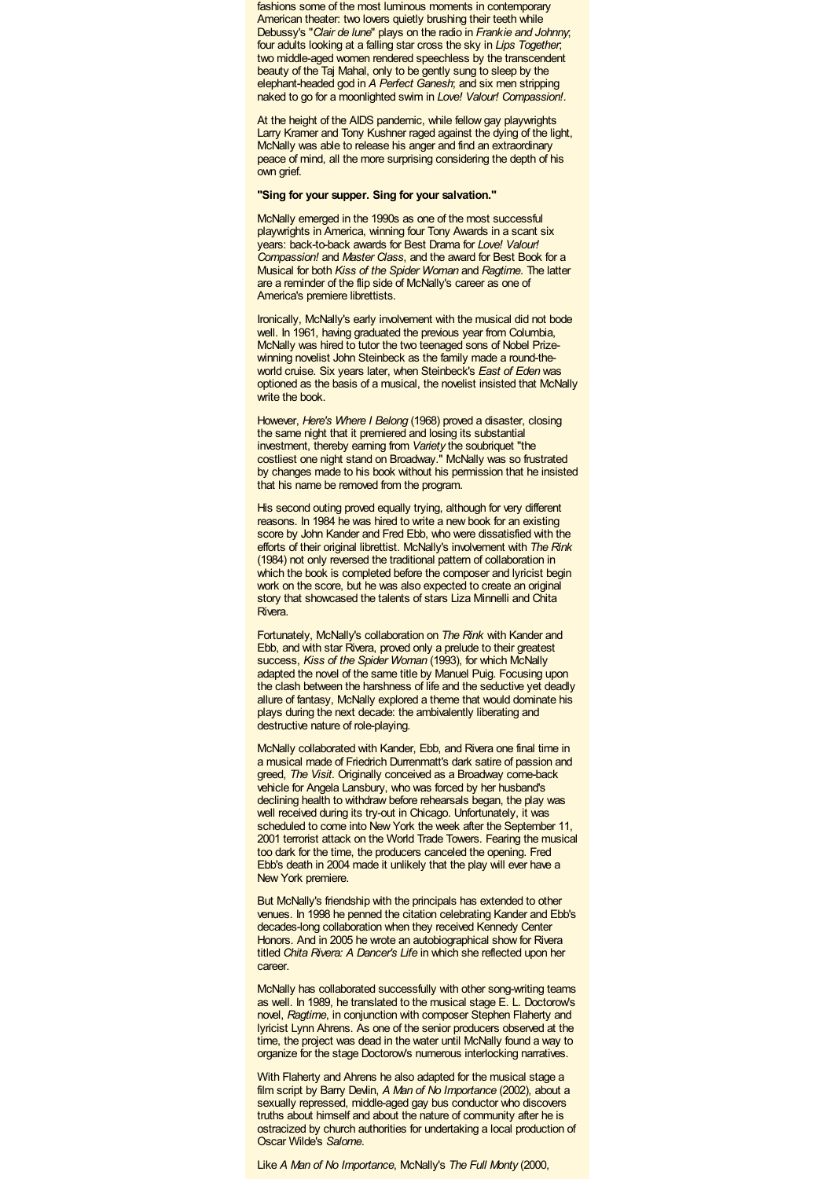fashions some of the most luminous moments in contemporary American theater: two lovers quietly brushing their teeth while Debussy's "*Clair de lune*" plays on the radio in *Frankie and Johnny*; four adults looking at a falling star cross the sky in *Lips Together*; two middle-aged women rendered speechless by the transcendent beauty of the Taj Mahal, only to be gently sung to sleep by the elephant-headed god in *A Perfect Ganesh*; and six men stripping naked to go for a moonlighted swim in *Love! Valour! Compassion!*.

At the height of the AIDS pandemic, while fellow gay playwrights Larry Kramer and Tony Kushner raged against the dying of the light, McNally was able to release his anger and find an extraordinary peace of mind, all the more surprising considering the depth of his own grief.

**"Sing for your supper. Sing for your salvation."**

McNally emerged in the 1990s as one of the most successful playwrights in America, winning four Tony Awards in a scant six years: back-to-back awards for Best Drama for *Love! Valour! Compassion!* and *Master Class*, and the award for Best Book for a Musical for both *Kiss of the Spider Woman* and *Ragtime*. The latter are a reminder of the flip side of McNally's career as one of America's premiere librettists.

Ironically, McNally's early involvement with the musical did not bode well. In 1961, having graduated the previous year from Columbia, McNally was hired to tutor the two teenaged sons of Nobel Prize-winning novelist John Steinbeck as the family made a round-the-world cruise. Six years later, when Steinbeck's *East of Eden* was optioned as the basis of a musical, the novelist insisted that McNally write the book.

However, *Here's Where I Belong* (1968) proved a disaster, closing the same night that it premiered and losing its substantial investment, thereby earning from *Variety* the soubriquet "the costliest one night stand on Broadway." McNally was so frustrated by changes made to his book without his permission that he insisted that his name be removed from the program.

His second outing proved equally trying, although for very different reasons. In 1984 he was hired to write a new book for an existing score by John Kander and Fred Ebb, who were dissatisfied with the efforts of their original librettist. McNally's involvement with *The Rink* (1984) not only reversed the traditional pattern of collaboration in which the book is completed before the composer and lyricist begin work on the score, but he was also expected to create an original story that showcased the talents of stars Liza Minnelli and Chita Rivera.

Fortunately, McNally's collaboration on *The Rink* with Kander and Ebb, and with star Rivera, proved only a prelude to their greatest success, *Kiss of the Spider Woman* (1993), for which McNally adapted the novel of the same title by Manuel Puig. Focusing upon the clash between the harshness of life and the seductive yet deadly allure of fantasy, McNally explored a theme that would dominate his plays during the next decade: the ambivalently liberating and destructive nature of role-playing.

McNally collaborated with Kander, Ebb, and Rivera one final time in a musical made of Friedrich Durrenmatt's dark satire of passion and greed, *The Visit*. Originally conceived as a Broadway come-back vehicle for Angela Lansbury, who was forced by her husband's declining health to withdraw before rehearsals began, the play was well received during its try-out in Chicago. Unfortunately, it was scheduled to come into New York the week after the September 11, 2001 terrorist attack on the World Trade Towers. Fearing the musical too dark for the time, the producers canceled the opening. Fred Ebb's death in 2004 made it unlikely that the play will ever have a New York premiere.

But McNally's friendship with the principals has extended to other venues. In 1998 he penned the citation celebrating Kander and Ebb's decades-long collaboration when they received Kennedy Center Honors. And in 2005 he wrote an autobiographical show for Rivera titled *Chita Rivera: A Dancer's Life* in which she reflected upon her career.

McNally has collaborated successfully with other song-writing teams as well. In 1989, he translated to the musical stage E. L. Doctorow's novel, *Ragtime*, in conjunction with composer Stephen Flaherty and lyricist Lynn Ahrens. As one of the senior producers observed at the time, the project was dead in the water until McNally found a way to organize for the stage Doctorow's numerous interlocking narratives.

With Flaherty and Ahrens he also adapted for the musical stage a film script by Barry Devlin, *A Man of No Importance* (2002), about a sexually repressed, middle-aged gay bus conductor who discovers truths about himself and about the nature of community after he is ostracized by church authorities for undertaking a local production of Oscar Wilde's *Salome*.

Like *A Man of No Importance*, McNally's *The Full Monty* (2000,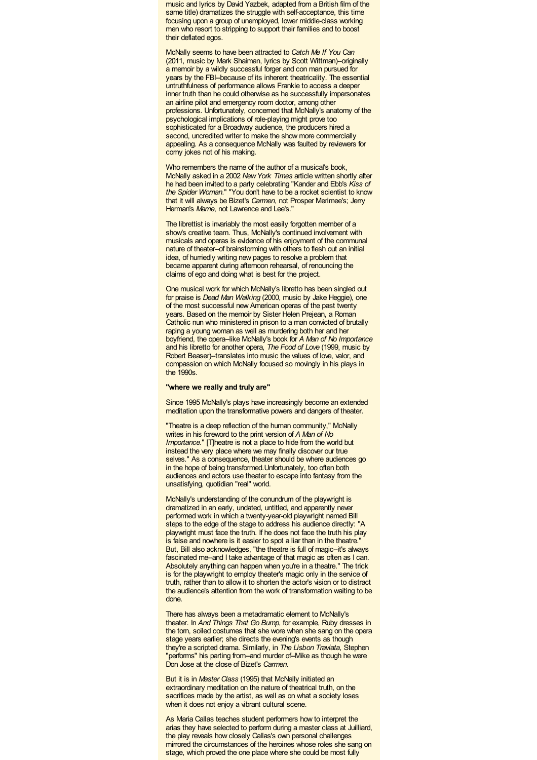music and lyrics by David Yazbek, adapted from a British film of the same title) dramatizes the struggle with self-acceptance, this time focusing upon a group of unemployed, lower middle-class working men who resort to stripping to support their families and to boost their deflated egos.

McNally seems to have been attracted to *Catch Me If You Can* (2011, music by Mark Shaiman, lyrics by Scott Wittman)--originally a memoir by a wildly successful forger and con man pursued for years by the FBI--because of its inherent theatricality. The essential untruthfulness of performance allows Frankie to access a deeper inner truth than he could otherwise as he successfully impersonates an airline pilot and emergency room doctor, among other professions. Unfortunately, concerned that McNally's anatomy of the psychological implications of role-playing might prove too sophisticated for a Broadway audience, the producers hired a second, uncredited writer to make the show more commercially appealing. As a consequence McNally was faulted by reviewers for corny jokes not of his making.

Who remembers the name of the author of a musical's book, McNally asked in a 2002 *New York Times* article written shortly after he had been invited to a party celebrating "Kander and Ebb's *Kiss of the Spider Woman*." "You don't have to be a rocket scientist to know that it will always be Bizet's *Carmen*, not Prosper Merimee's; Jerry Herman's *Mame*, not Lawrence and Lee's."

The librettist is invariably the most easily forgotten member of a show's creative team. Thus, McNally's continued involvement with musicals and operas is evidence of his enjoyment of the communal nature of theater--of brainstorming with others to flesh out an initial idea, of hurriedly writing new pages to resolve a problem that became apparent during afternoon rehearsal, of renouncing the claims of ego and doing what is best for the project.

One musical work for which McNally's libretto has been singled out for praise is *Dead Man Walking* (2000, music by Jake Heggie), one of the most successful new American operas of the past twenty years. Based on the memoir by Sister Helen Prejean, a Roman Catholic nun who ministered in prison to a man convicted of brutally raping a young woman as well as murdering both her and her boyfriend, the opera--like McNally's book for *A Man of No Importance* and his libretto for another opera, *The Food of Love* (1999, music by Robert Beaser)--translates into music the values of love, valor, and compassion on which McNally focused so movingly in his plays in the 1990s.

**"where we really and truly are"**

Since 1995 McNally's plays have increasingly become an extended meditation upon the transformative powers and dangers of theater.

"Theatre is a deep reflection of the human community," McNally writes in his foreword to the print version of *A Man of No Importance*." [T]heatre is not a place to hide from the world but instead the very place where we may finally discover our true selves." As a consequence, theater should be where audiences go in the hope of being transformed.Unfortunately, too often both audiences and actors use theater to escape into fantasy from the unsatisfying, quotidian "real" world.

McNally's understanding of the conundrum of the playwright is dramatized in an early, undated, untitled, and apparently never performed work in which a twenty-year-old playwright named Bill steps to the edge of the stage to address his audience directly: "A playwright must face the truth. If he does not face the truth his play is false and nowhere is it easier to spot a liar than in the theatre." But, Bill also acknowledges, "the theatre is full of magic--it's always fascinated me--and I take advantage of that magic as often as I can. Absolutely anything can happen when you're in a theatre." The trick is for the playwright to employ theater's magic only in the service of truth, rather than to allow it to shorten the actor's vision or to distract the audience's attention from the work of transformation waiting to be done.

There has always been a metadramatic element to McNally's theater. In *And Things That Go Bump*, for example, Ruby dresses in the torn, soiled costumes that she wore when she sang on the opera stage years earlier; she directs the evening's events as though they're a scripted drama. Similarly, in *The Lisbon Traviata*, Stephen "performs" his parting from--and murder of--Mike as though he were Don Jose at the close of Bizet's *Carmen*.

But it is in *Master Class* (1995) that McNally initiated an extraordinary meditation on the nature of theatrical truth, on the sacrifices made by the artist, as well as on what a society loses when it does not enjoy a vibrant cultural scene.

As Maria Callas teaches student performers how to interpret the arias they have selected to perform during a master class at Juilliard, the play reveals how closely Callas's own personal challenges mirrored the circumstances of the heroines whose roles she sang on stage, which proved the one place where she could be most fully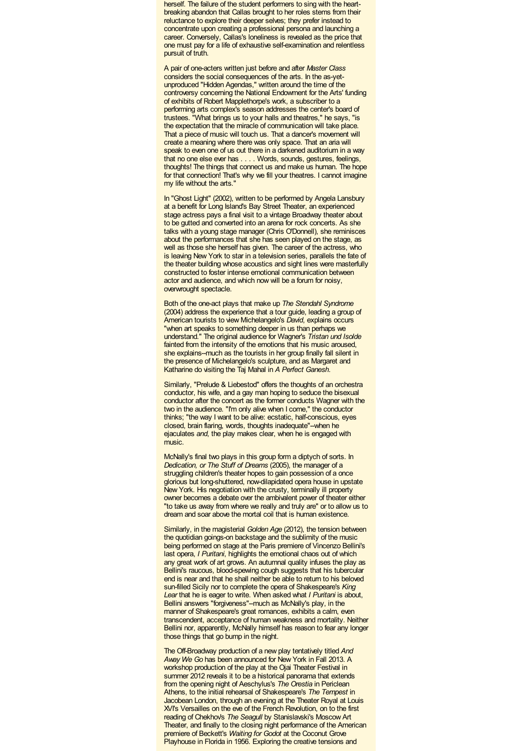herself. The failure of the student performers to sing with the heart-breaking abandon that Callas brought to her roles stems from their reluctance to explore their deeper selves; they prefer instead to concentrate upon creating a professional persona and launching a career. Conversely, Callas's loneliness is revealed as the price that one must pay for a life of exhaustive self-examination and relentless pursuit of truth.

A pair of one-acters written just before and after *Master Class* considers the social consequences of the arts. In the as-yet-unproduced "Hidden Agendas," written around the time of the controversy concerning the National Endowment for the Arts' funding of exhibits of Robert Mapplethorpe's work, a subscriber to a performing arts complex's season addresses the center's board of trustees. "What brings us to your halls and theatres," he says, "is the expectation that the miracle of communication will take place. That a piece of music will touch us. That a dancer's movement will create a meaning where there was only space. That an aria will speak to even one of us out there in a darkened auditorium in a way that no one else ever has . . . . Words, sounds, gestures, feelings, thoughts! The things that connect us and make us human. The hope for that connection! That's why we fill your theatres. I cannot imagine my life without the arts."

In "Ghost Light" (2002), written to be performed by Angela Lansbury at a benefit for Long Island's Bay Street Theater, an experienced stage actress pays a final visit to a vintage Broadway theater about to be gutted and converted into an arena for rock concerts. As she talks with a young stage manager (Chris O'Donnell), she reminisces about the performances that she has seen played on the stage, as well as those she herself has given. The career of the actress, who is leaving New York to star in a television series, parallels the fate of the theater building whose acoustics and sight lines were masterfully constructed to foster intense emotional communication between actor and audience, and which now will be a forum for noisy, overwrought spectacle.

Both of the one-act plays that make up *The Stendahl Syndrome* (2004) address the experience that a tour guide, leading a group of American tourists to view Michelangelo's *David*, explains occurs "when art speaks to something deeper in us than perhaps we understand." The original audience for Wagner's *Tristan und Isolde* fainted from the intensity of the emotions that his music aroused, she explains--much as the tourists in her group finally fall silent in the presence of Michelangelo's sculpture, and as Margaret and Katharine do visiting the Taj Mahal in *A Perfect Ganesh*.

Similarly, "Prelude & Liebestod" offers the thoughts of an orchestra conductor, his wife, and a gay man hoping to seduce the bisexual conductor after the concert as the former conducts Wagner with the two in the audience. "I'm only alive when I come," the conductor thinks; "the way I want to be alive: ecstatic, half-conscious, eyes closed, brain flaring, words, thoughts inadequate"--when he ejaculates *and*, the play makes clear, when he is engaged with music.

McNally's final two plays in this group form a diptych of sorts. In *Dedication, or The Stuff of Dreams* (2005), the manager of a struggling children's theater hopes to gain possession of a once glorious but long-shuttered, now-dilapidated opera house in upstate New York. His negotiation with the crusty, terminally ill property owner becomes a debate over the ambivalent power of theater either "to take us away from where we really and truly are" or to allow us to dream and soar above the mortal coil that is human existence.

Similarly, in the magisterial *Golden Age* (2012), the tension between the quotidian goings-on backstage and the sublimity of the music being performed on stage at the Paris premiere of Vincenzo Bellini's last opera, *I Puritani*, highlights the emotional chaos out of which any great work of art grows. An autumnal quality infuses the play as Bellini's raucous, blood-spewing cough suggests that his tubercular end is near and that he shall neither be able to return to his beloved sun-filled Sicily nor to complete the opera of Shakespeare's *King Lear* that he is eager to write. When asked what *I Puritani* is about, Bellini answers "forgiveness"--much as McNally's play, in the manner of Shakespeare's great romances, exhibits a calm, even transcendent, acceptance of human weakness and mortality. Neither Bellini nor, apparently, McNally himself has reason to fear any longer those things that go bump in the night.

The Off-Broadway production of a new play tentatively titled *And Away We Go* has been announced for New York in Fall 2013. A workshop production of the play at the Ojai Theater Festival in summer 2012 reveals it to be a historical panorama that extends from the opening night of Aeschylus's *The Orestia* in Periclean Athens, to the initial rehearsal of Shakespeare's *The Tempest* in Jacobean London, through an evening at the Theater Royal at Louis XVI's Versailles on the eve of the French Revolution, on to the first reading of Chekhov's *The Seagull* by Stanislavski's Moscow Art Theater, and finally to the closing night performance of the American premiere of Beckett's *Waiting for Godot* at the Coconut Grove Playhouse in Florida in 1956. Exploring the creative tensions and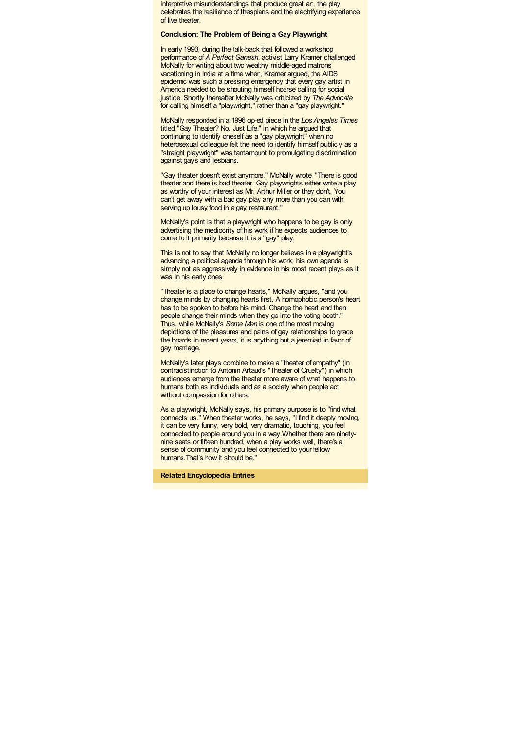interpretive misunderstandings that produce great art, the play celebrates the resilience of thespians and the electrifying experience of live theater.

**Conclusion: The Problem of Being a Gay Playwright**

In early 1993, during the talk-back that followed a workshop performance of *A Perfect Ganesh*, activist Larry Kramer challenged McNally for writing about two wealthy middle-aged matrons vacationing in India at a time when, Kramer argued, the AIDS epidemic was such a pressing emergency that every gay artist in America needed to be shouting himself hoarse calling for social justice. Shortly thereafter McNally was criticized by *The Advocate* for calling himself a "playwright," rather than a "gay playwright."

McNally responded in a 1996 op-ed piece in the *Los Angeles Times* titled "Gay Theater? No, Just Life," in which he argued that continuing to identify oneself as a "gay playwright" when no heterosexual colleague felt the need to identify himself publicly as a "straight playwright" was tantamount to promulgating discrimination against gays and lesbians.

"Gay theater doesn't exist anymore," McNally wrote. "There is good theater and there is bad theater. Gay playwrights either write a play as worthy of your interest as Mr. Arthur Miller or they don't. You can't get away with a bad gay play any more than you can with serving up lousy food in a gay restaurant."

McNally's point is that a playwright who happens to be gay is only advertising the mediocrity of his work if he expects audiences to come to it primarily because it is a "gay" play.

This is not to say that McNally no longer believes in a playwright's advancing a political agenda through his work; his own agenda is simply not as aggressively in evidence in his most recent plays as it was in his early ones.

"Theater is a place to change hearts," McNally argues, "and you change minds by changing hearts first. A homophobic person's heart has to be spoken to before his mind. Change the heart and then people change their minds when they go into the voting booth." Thus, while McNally's *Some Men* is one of the most moving depictions of the pleasures and pains of gay relationships to grace the boards in recent years, it is anything but a jeremiad in favor of gay marriage.

McNally's later plays combine to make a "theater of empathy" (in contradistinction to Antonin Artaud's "Theater of Cruelty") in which audiences emerge from the theater more aware of what happens to humans both as individuals and as a society when people act without compassion for others.

As a playwright, McNally says, his primary purpose is to "find what connects us." When theater works, he says, "I find it deeply moving, it can be very funny, very bold, very dramatic, touching, you feel connected to people around you in a way.Whether there are ninety-nine seats or fifteen hundred, when a play works well, there's a sense of community and you feel connected to your fellow humans.That's how it should be."

**Related Encyclopedia Entries**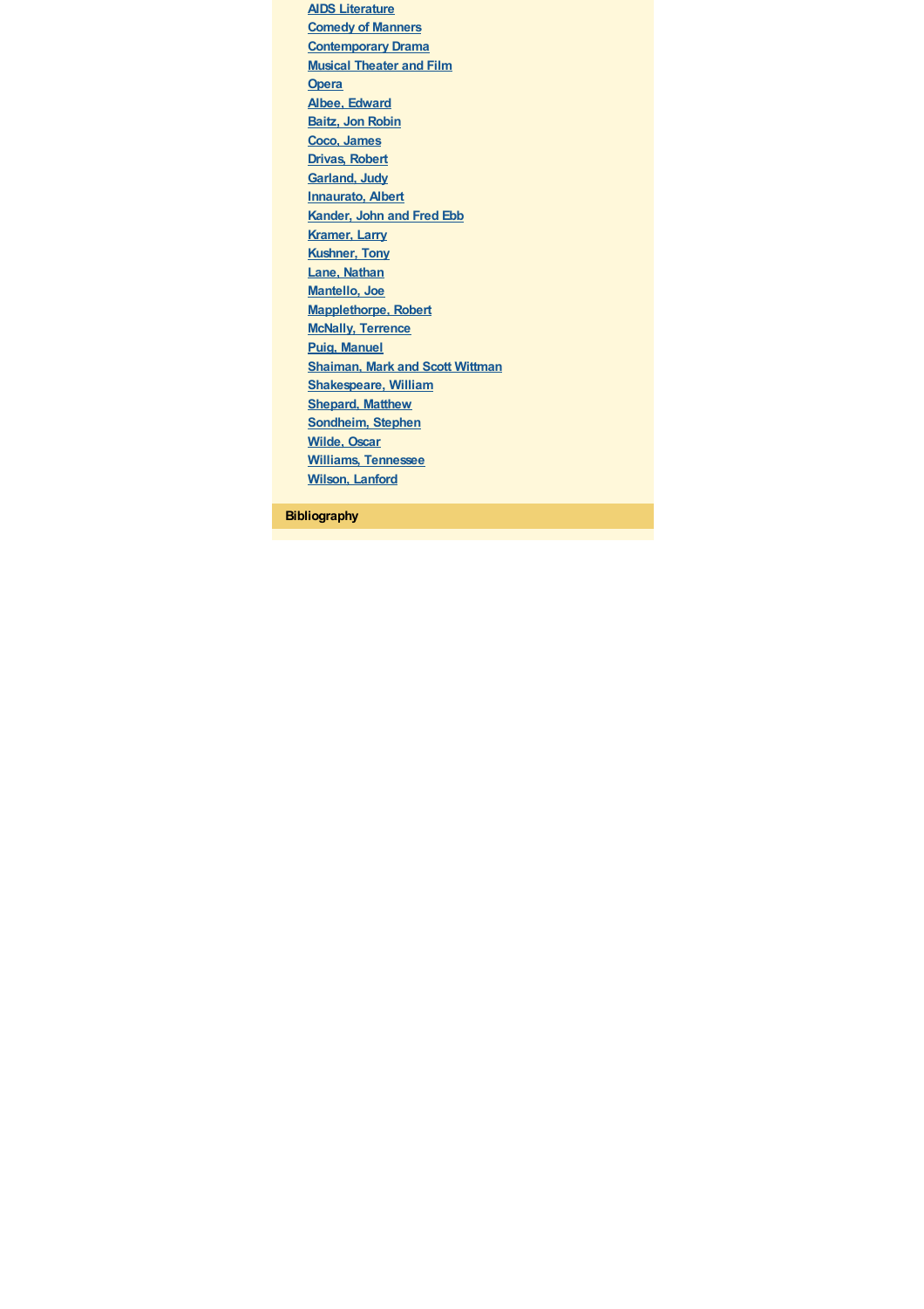- AIDS Literature
- Comedy of Manners
- Contemporary Drama
- Musical Theater and Film
- Opera
- Albee, Edward
- Baitz, Jon Robin
- Coco, James
- Drivas, Robert
- Garland, Judy
- Innaurato, Albert
- Kander, John and Fred Ebb
- Kramer, Larry
- Kushner, Tony
- Lane, Nathan
- Mantello, Joe
- Mapplethorpe, Robert
- McNally, Terrence
- Puig, Manuel
- Shaiman, Mark and Scott Wittman
- Shakespeare, William
- Shepard, Matthew
- Sondheim, Stephen
- Wilde, Oscar
- Williams, Tennessee
- Wilson, Lanford

**Bibliography**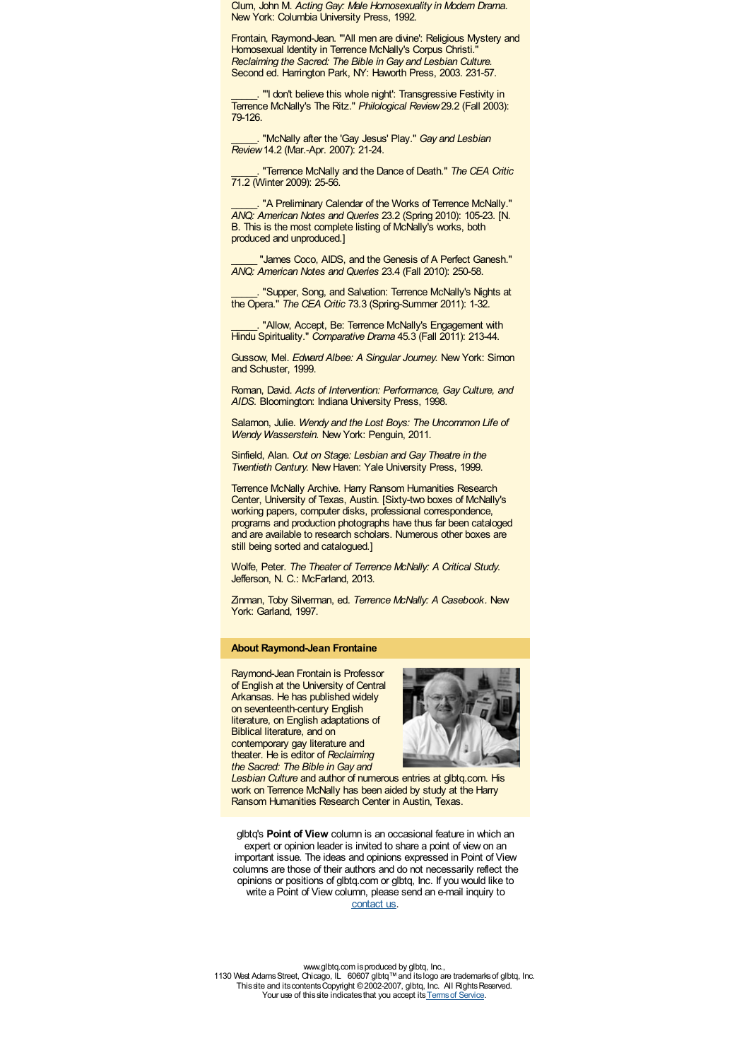Clum, John M. *Acting Gay: Male Homosexuality in Modern Drama.* New York: Columbia University Press, 1992.

Frontain, Raymond-Jean. "'All men are divine': Religious Mystery and Homosexual Identity in Terrence McNally's Corpus Christi." *Reclaiming the Sacred: The Bible in Gay and Lesbian Culture.* Second ed. Harrington Park, NY: Haworth Press, 2003. 231-57.

_____. "'I don't believe this whole night': Transgressive Festivity in Terrence McNally's The Ritz." *Philological Review* 29.2 (Fall 2003): 79-126.

_____. "McNally after the 'Gay Jesus' Play." *Gay and Lesbian Review* 14.2 (Mar.-Apr. 2007): 21-24.

_____. "Terrence McNally and the Dance of Death." *The CEA Critic* 71.2 (Winter 2009): 25-56.

_____. "A Preliminary Calendar of the Works of Terrence McNally." *ANQ: American Notes and Queries* 23.2 (Spring 2010): 105-23. [N. B. This is the most complete listing of McNally's works, both produced and unproduced.]

_____ "James Coco, AIDS, and the Genesis of A Perfect Ganesh." *ANQ: American Notes and Queries* 23.4 (Fall 2010): 250-58.

_____. "Supper, Song, and Salvation: Terrence McNally's Nights at the Opera." *The CEA Critic* 73.3 (Spring-Summer 2011): 1-32.

_____. "Allow, Accept, Be: Terrence McNally's Engagement with Hindu Spirituality." *Comparative Drama* 45.3 (Fall 2011): 213-44.

Gussow, Mel. *Edward Albee: A Singular Journey.* New York: Simon and Schuster, 1999.

Roman, David. *Acts of Intervention: Performance, Gay Culture, and AIDS.* Bloomington: Indiana University Press, 1998.

Salamon, Julie. *Wendy and the Lost Boys: The Uncommon Life of Wendy Wasserstein.* New York: Penguin, 2011.

Sinfield, Alan. *Out on Stage: Lesbian and Gay Theatre in the Twentieth Century.* New Haven: Yale University Press, 1999.

Terrence McNally Archive. Harry Ransom Humanities Research Center, University of Texas, Austin. [Sixty-two boxes of McNally's working papers, computer disks, professional correspondence, programs and production photographs have thus far been cataloged and are available to research scholars. Numerous other boxes are still being sorted and catalogued.]

Wolfe, Peter. *The Theater of Terrence McNally: A Critical Study.* Jefferson, N. C.: McFarland, 2013.

Zinman, Toby Silverman, ed. *Terrence McNally: A Casebook*. New York: Garland, 1997.

## About Raymond-Jean Frontaine

Raymond-Jean Frontain is Professor of English at the University of Central Arkansas. He has published widely on seventeenth-century English literature, on English adaptations of Biblical literature, and on contemporary gay literature and theater. He is editor of *Reclaiming the Sacred: The Bible in Gay and Lesbian Culture* and author of numerous entries at glbtq.com. His work on Terrence McNally has been aided by study at the Harry Ransom Humanities Research Center in Austin, Texas.

glbtq's **Point of View** column is an occasional feature in which an expert or opinion leader is invited to share a point of view on an important issue. The ideas and opinions expressed in Point of View columns are those of their authors and do not necessarily reflect the opinions or positions of glbtq.com or glbtq, Inc. If you would like to write a Point of View column, please send an e-mail inquiry to contact us.

www.glbtq.com is produced by glbtq, Inc., 1130 West Adams Street, Chicago, IL 60607 glbtq™ and its logo are trademarks of glbtq, Inc. This site and its contents Copyright © 2002-2007, glbtq, Inc. All Rights Reserved. Your use of this site indicates that you accept its Terms of Service.